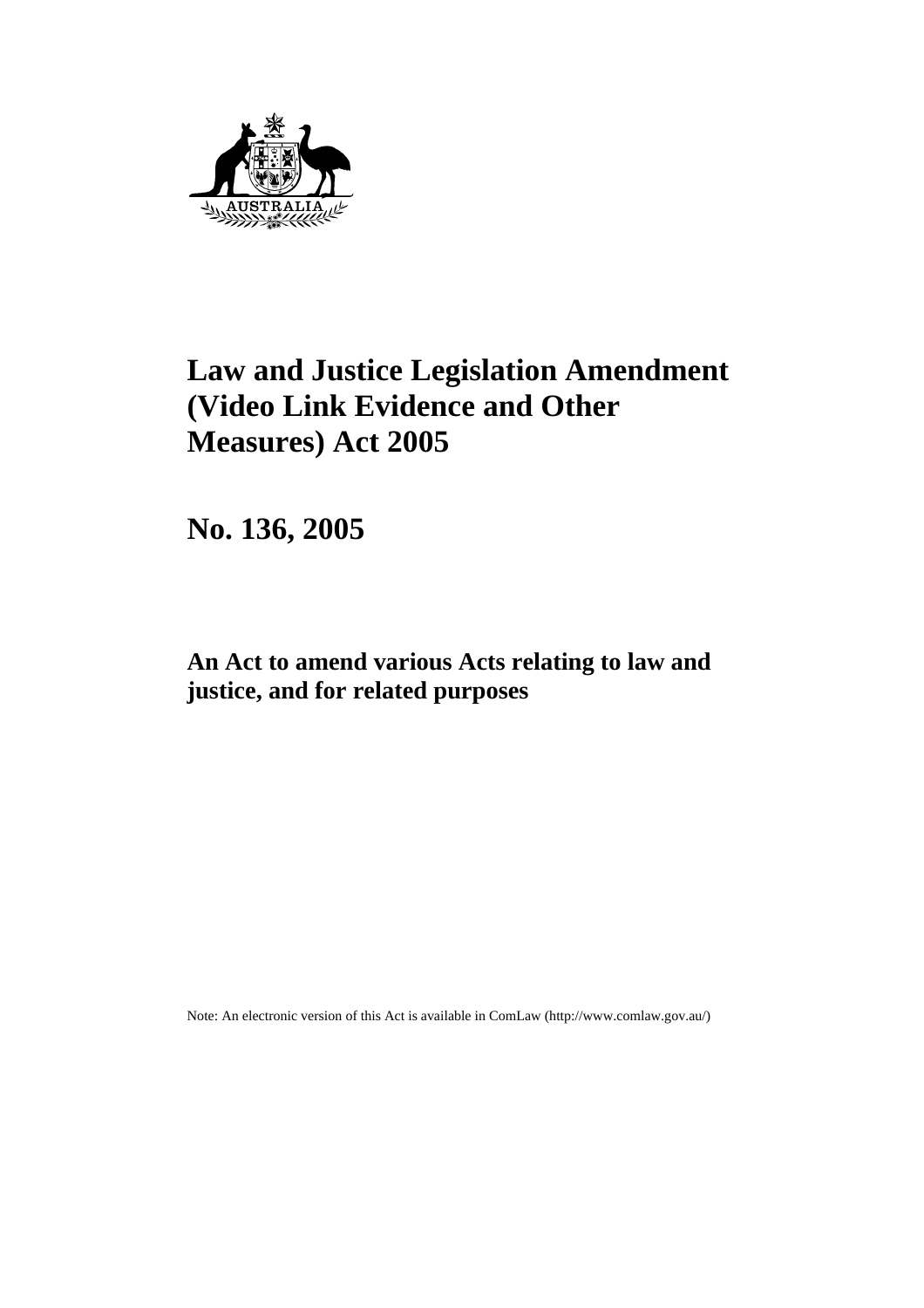# Law and Justice Legislation Amendment (Video Link Evidence and Other Measures) Act 2005

## No. 136, 2005

### An Act to amend various Acts relating to law and justice, and for related purposes

Note: An electronic version of this Act is available in ComLaw (http://www.comlaw.gov.au/)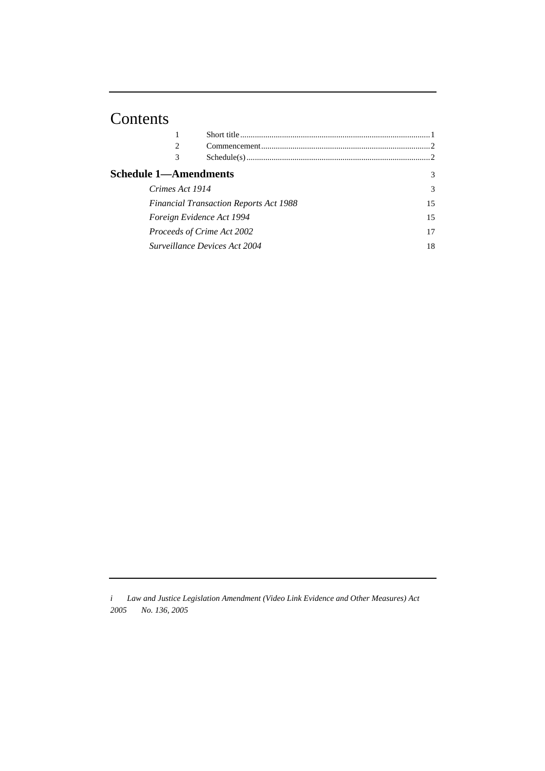# Contents

| | | |
|---|---|---|
| 1 | Short title | 1 |
| 2 | Commencement | 2 |
| 3 | Schedule(s) | 2 |

**Schedule 1—Amendments** 3

*Crimes Act 1914* 3

*Financial Transaction Reports Act 1988* 15

*Foreign Evidence Act 1994* 15

*Proceeds of Crime Act 2002* 17

*Surveillance Devices Act 2004* 18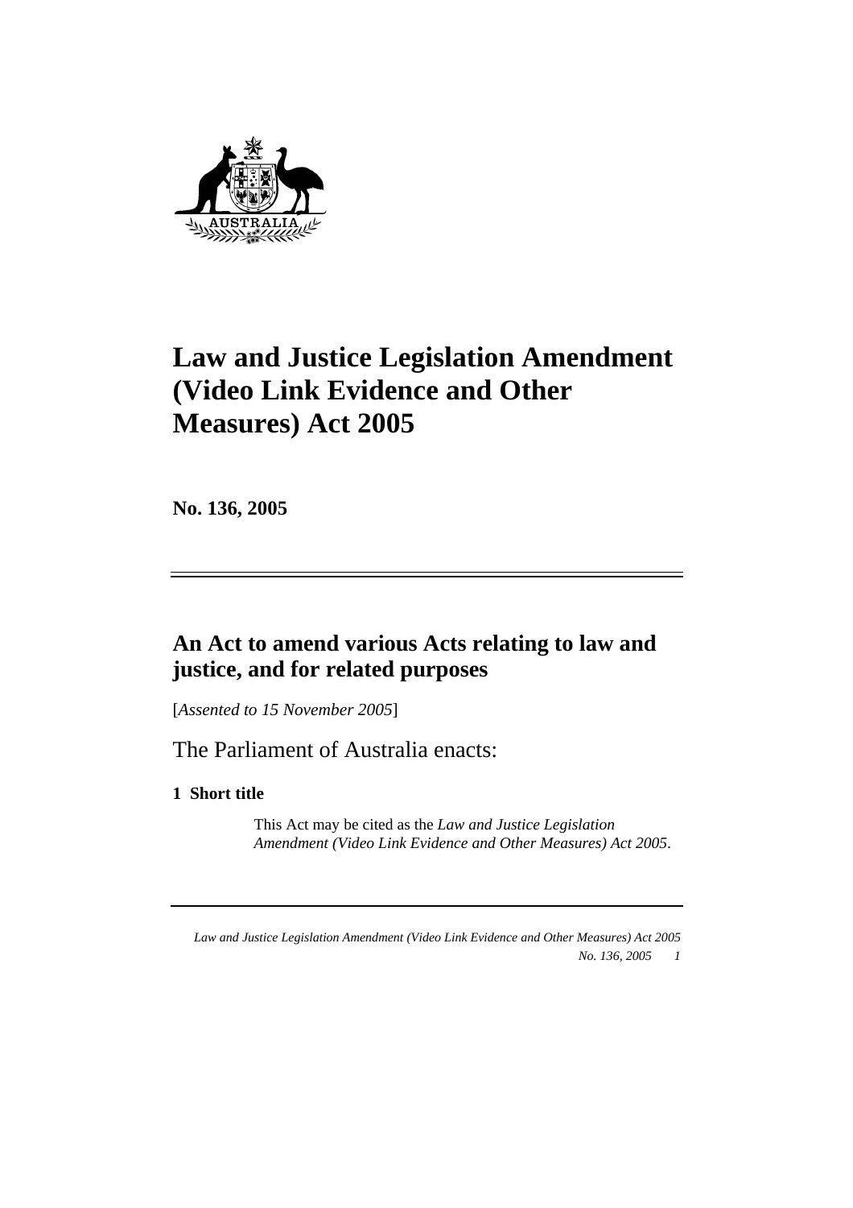# Law and Justice Legislation Amendment (Video Link Evidence and Other Measures) Act 2005

**No. 136, 2005**

## An Act to amend various Acts relating to law and justice, and for related purposes

[*Assented to 15 November 2005*]

The Parliament of Australia enacts:

**1 Short title**

This Act may be cited as the *Law and Justice Legislation Amendment (Video Link Evidence and Other Measures) Act 2005*.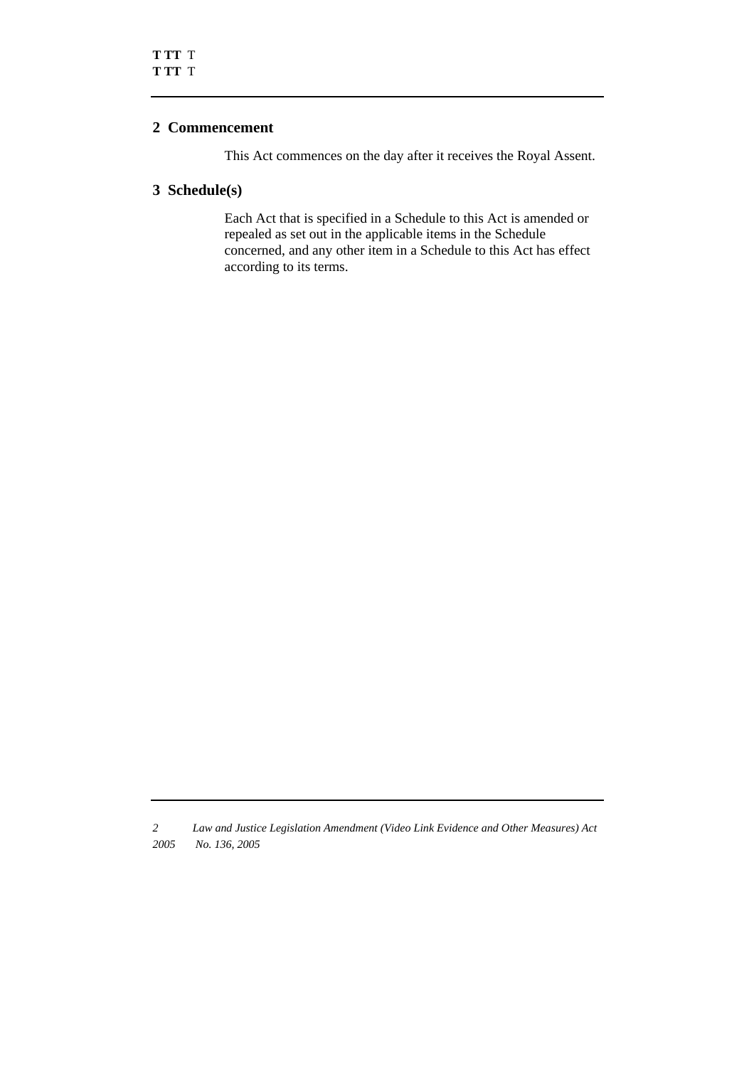## 2 Commencement

This Act commences on the day after it receives the Royal Assent.

## 3 Schedule(s)

Each Act that is specified in a Schedule to this Act is amended or repealed as set out in the applicable items in the Schedule concerned, and any other item in a Schedule to this Act has effect according to its terms.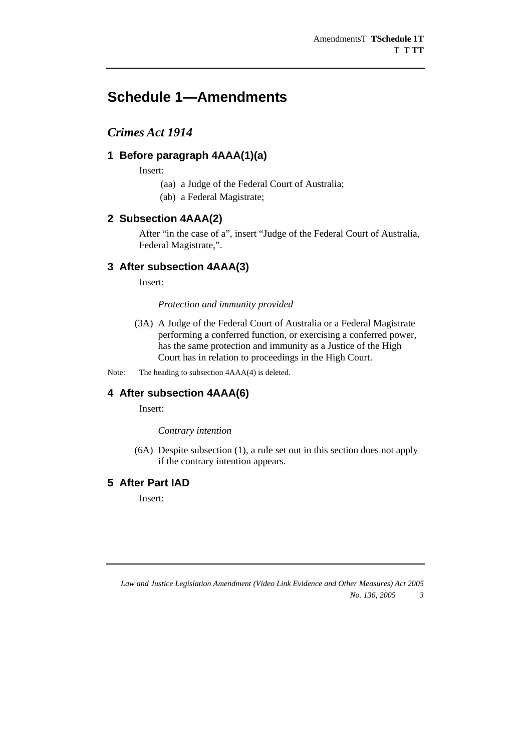# Schedule 1—Amendments

## *Crimes Act 1914*

### 1 Before paragraph 4AAA(1)(a)

Insert:

(aa) a Judge of the Federal Court of Australia;

(ab) a Federal Magistrate;

### 2 Subsection 4AAA(2)

After "in the case of a", insert "Judge of the Federal Court of Australia, Federal Magistrate,".

### 3 After subsection 4AAA(3)

Insert:

*Protection and immunity provided*

(3A) A Judge of the Federal Court of Australia or a Federal Magistrate performing a conferred function, or exercising a conferred power, has the same protection and immunity as a Justice of the High Court has in relation to proceedings in the High Court.

Note: The heading to subsection 4AAA(4) is deleted.

### 4 After subsection 4AAA(6)

Insert:

*Contrary intention*

(6A) Despite subsection (1), a rule set out in this section does not apply if the contrary intention appears.

### 5 After Part IAD

Insert: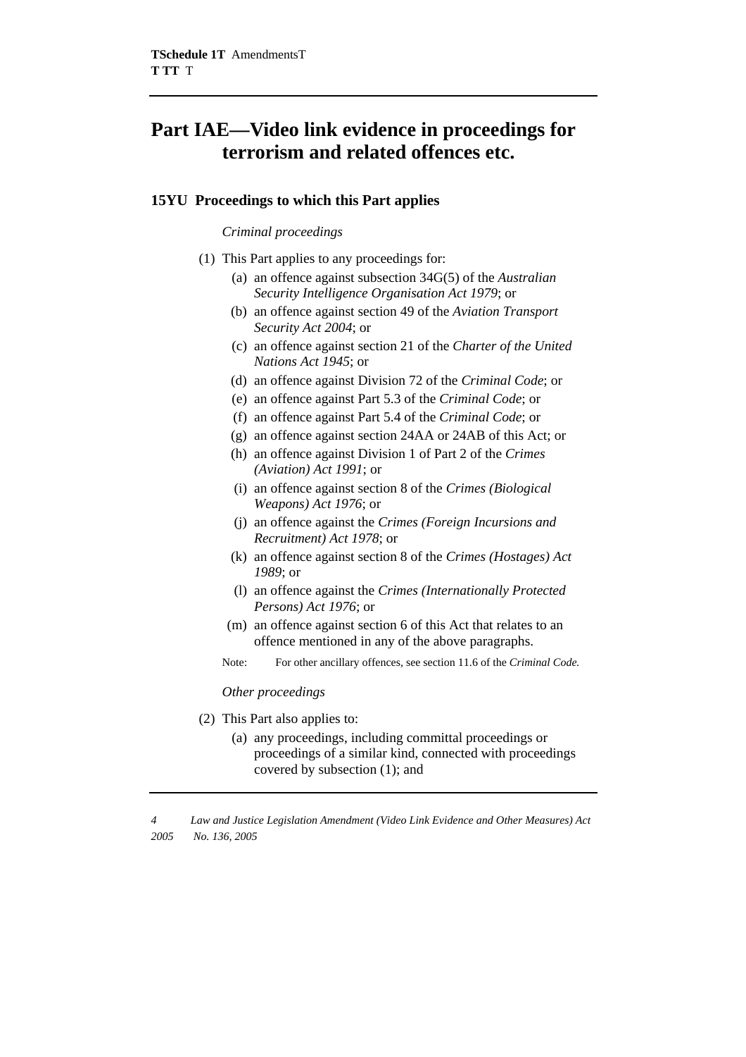# Part IAE—Video link evidence in proceedings for terrorism and related offences etc.

## 15YU Proceedings to which this Part applies

*Criminal proceedings*

(1) This Part applies to any proceedings for:

- (a) an offence against subsection 34G(5) of the *Australian Security Intelligence Organisation Act 1979*; or
- (b) an offence against section 49 of the *Aviation Transport Security Act 2004*; or
- (c) an offence against section 21 of the *Charter of the United Nations Act 1945*; or
- (d) an offence against Division 72 of the *Criminal Code*; or
- (e) an offence against Part 5.3 of the *Criminal Code*; or
- (f) an offence against Part 5.4 of the *Criminal Code*; or
- (g) an offence against section 24AA or 24AB of this Act; or
- (h) an offence against Division 1 of Part 2 of the *Crimes (Aviation) Act 1991*; or
- (i) an offence against section 8 of the *Crimes (Biological Weapons) Act 1976*; or
- (j) an offence against the *Crimes (Foreign Incursions and Recruitment) Act 1978*; or
- (k) an offence against section 8 of the *Crimes (Hostages) Act 1989*; or
- (l) an offence against the *Crimes (Internationally Protected Persons) Act 1976*; or
- (m) an offence against section 6 of this Act that relates to an offence mentioned in any of the above paragraphs.

Note: For other ancillary offences, see section 11.6 of the *Criminal Code.*

*Other proceedings*

(2) This Part also applies to:

- (a) any proceedings, including committal proceedings or proceedings of a similar kind, connected with proceedings covered by subsection (1); and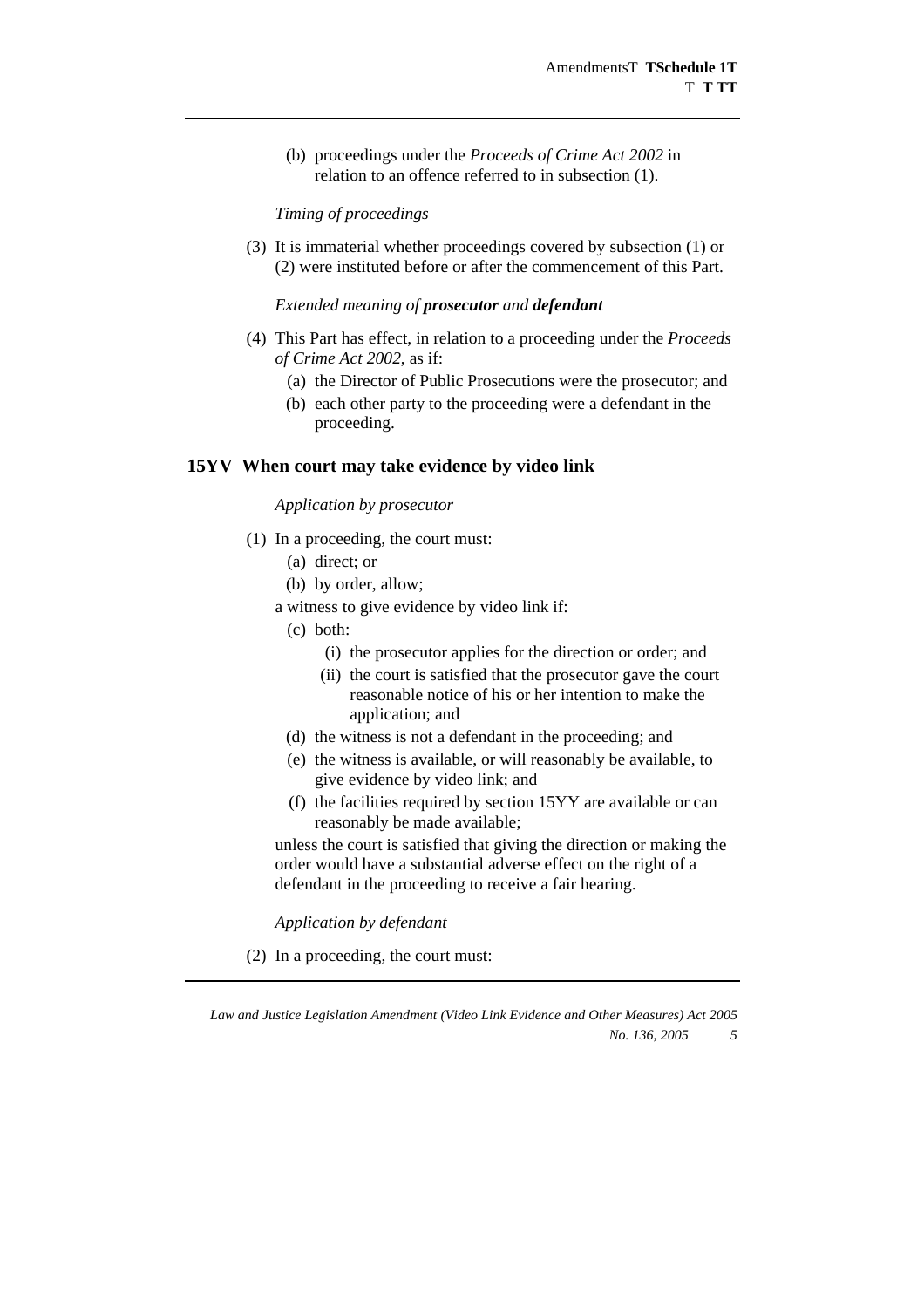(b) proceedings under the *Proceeds of Crime Act 2002* in relation to an offence referred to in subsection (1).

*Timing of proceedings*

(3) It is immaterial whether proceedings covered by subsection (1) or (2) were instituted before or after the commencement of this Part.

*Extended meaning of **prosecutor** and **defendant***

(4) This Part has effect, in relation to a proceeding under the *Proceeds of Crime Act 2002*, as if:

(a) the Director of Public Prosecutions were the prosecutor; and

(b) each other party to the proceeding were a defendant in the proceeding.

## 15YV When court may take evidence by video link

*Application by prosecutor*

(1) In a proceeding, the court must:

(a) direct; or

(b) by order, allow;

a witness to give evidence by video link if:

(c) both:

(i) the prosecutor applies for the direction or order; and

(ii) the court is satisfied that the prosecutor gave the court reasonable notice of his or her intention to make the application; and

(d) the witness is not a defendant in the proceeding; and

(e) the witness is available, or will reasonably be available, to give evidence by video link; and

(f) the facilities required by section 15YY are available or can reasonably be made available;

unless the court is satisfied that giving the direction or making the order would have a substantial adverse effect on the right of a defendant in the proceeding to receive a fair hearing.

*Application by defendant*

(2) In a proceeding, the court must: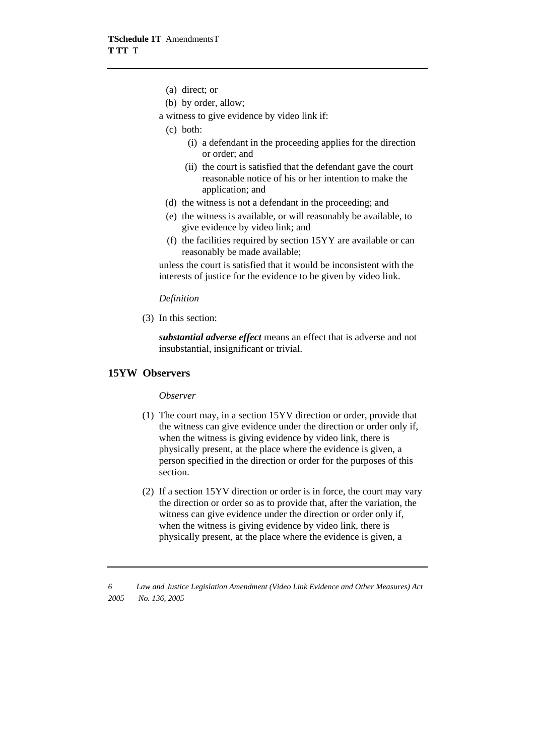(a) direct; or

(b) by order, allow;

a witness to give evidence by video link if:

(c) both:

(i) a defendant in the proceeding applies for the direction or order; and

(ii) the court is satisfied that the defendant gave the court reasonable notice of his or her intention to make the application; and

(d) the witness is not a defendant in the proceeding; and

(e) the witness is available, or will reasonably be available, to give evidence by video link; and

(f) the facilities required by section 15YY are available or can reasonably be made available;

unless the court is satisfied that it would be inconsistent with the interests of justice for the evidence to be given by video link.

*Definition*

(3) In this section:

***substantial adverse effect*** means an effect that is adverse and not insubstantial, insignificant or trivial.

## 15YW Observers

*Observer*

(1) The court may, in a section 15YV direction or order, provide that the witness can give evidence under the direction or order only if, when the witness is giving evidence by video link, there is physically present, at the place where the evidence is given, a person specified in the direction or order for the purposes of this section.

(2) If a section 15YV direction or order is in force, the court may vary the direction or order so as to provide that, after the variation, the witness can give evidence under the direction or order only if, when the witness is giving evidence by video link, there is physically present, at the place where the evidence is given, a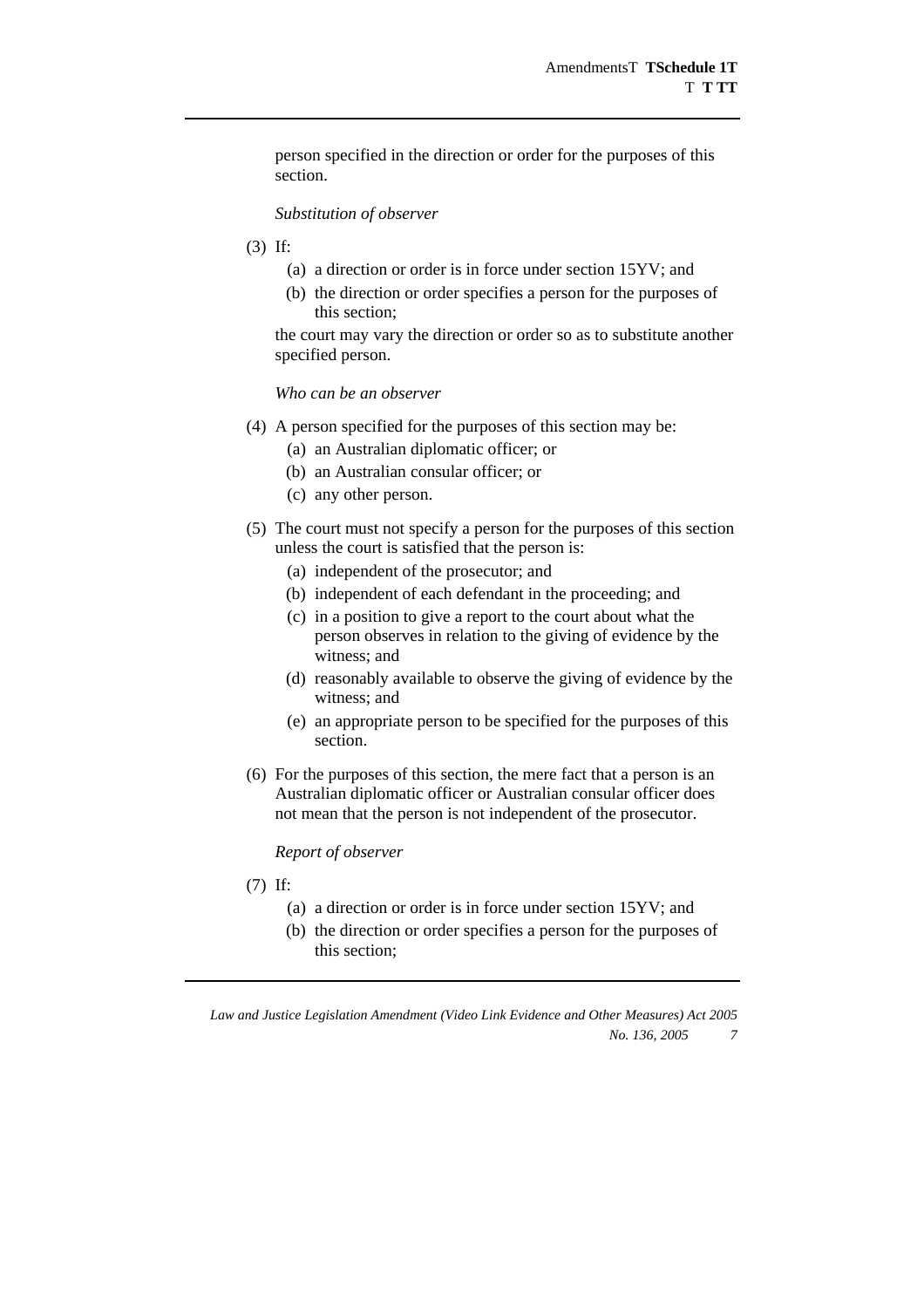person specified in the direction or order for the purposes of this section.

*Substitution of observer*

(3) If:

(a) a direction or order is in force under section 15YV; and

(b) the direction or order specifies a person for the purposes of this section;

the court may vary the direction or order so as to substitute another specified person.

*Who can be an observer*

(4) A person specified for the purposes of this section may be:

(a) an Australian diplomatic officer; or

(b) an Australian consular officer; or

(c) any other person.

(5) The court must not specify a person for the purposes of this section unless the court is satisfied that the person is:

(a) independent of the prosecutor; and

(b) independent of each defendant in the proceeding; and

(c) in a position to give a report to the court about what the person observes in relation to the giving of evidence by the witness; and

(d) reasonably available to observe the giving of evidence by the witness; and

(e) an appropriate person to be specified for the purposes of this section.

(6) For the purposes of this section, the mere fact that a person is an Australian diplomatic officer or Australian consular officer does not mean that the person is not independent of the prosecutor.

*Report of observer*

(7) If:

(a) a direction or order is in force under section 15YV; and

(b) the direction or order specifies a person for the purposes of this section;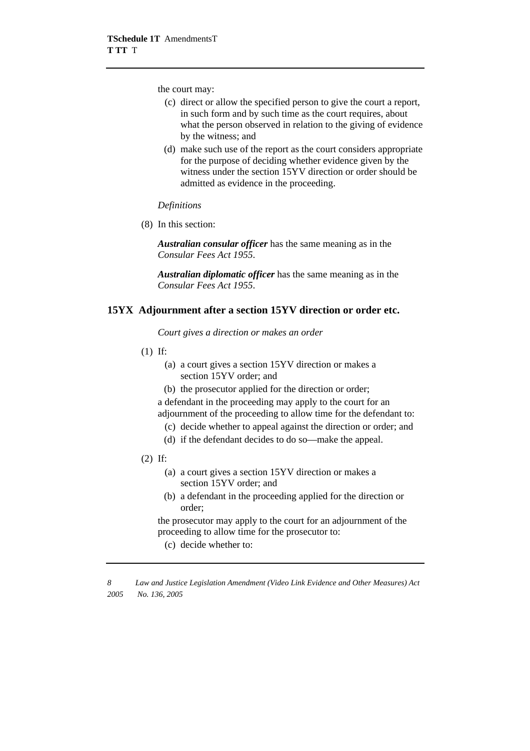the court may:

- (c) direct or allow the specified person to give the court a report, in such form and by such time as the court requires, about what the person observed in relation to the giving of evidence by the witness; and
- (d) make such use of the report as the court considers appropriate for the purpose of deciding whether evidence given by the witness under the section 15YV direction or order should be admitted as evidence in the proceeding.

*Definitions*

(8) In this section:

***Australian consular officer*** has the same meaning as in the *Consular Fees Act 1955*.

***Australian diplomatic officer*** has the same meaning as in the *Consular Fees Act 1955*.

### 15YX Adjournment after a section 15YV direction or order etc.

*Court gives a direction or makes an order*

(1) If:

- (a) a court gives a section 15YV direction or makes a section 15YV order; and
- (b) the prosecutor applied for the direction or order;

a defendant in the proceeding may apply to the court for an adjournment of the proceeding to allow time for the defendant to:

- (c) decide whether to appeal against the direction or order; and
- (d) if the defendant decides to do so—make the appeal.

(2) If:

- (a) a court gives a section 15YV direction or makes a section 15YV order; and
- (b) a defendant in the proceeding applied for the direction or order;

the prosecutor may apply to the court for an adjournment of the proceeding to allow time for the prosecutor to:

- (c) decide whether to: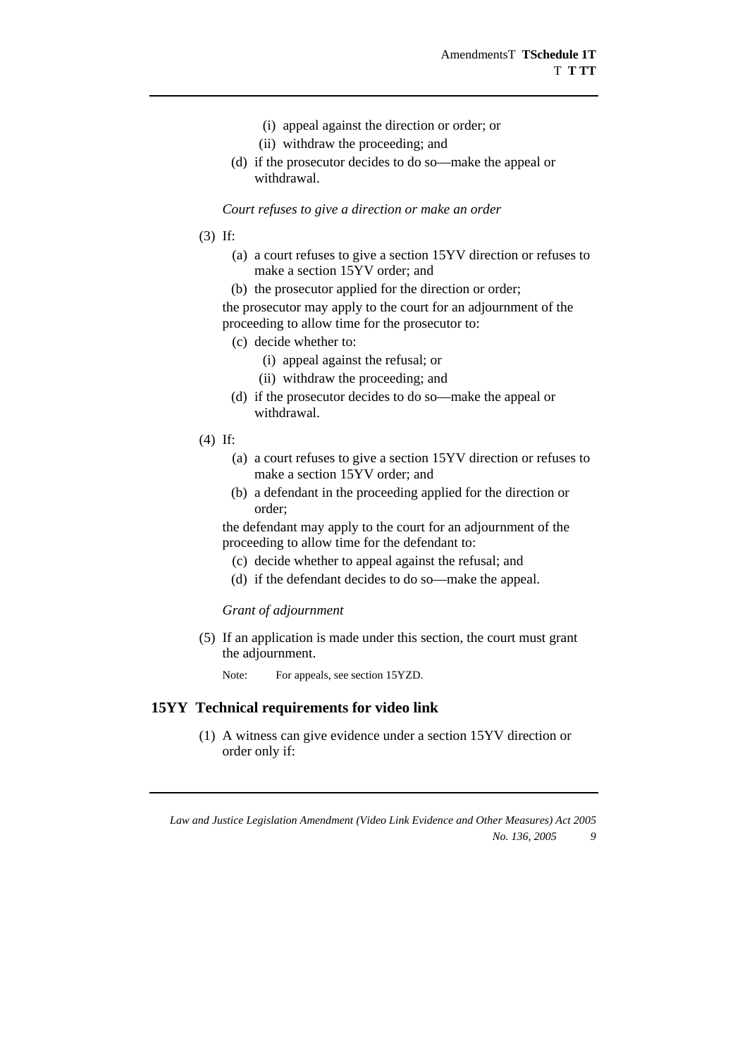(i) appeal against the direction or order; or

(ii) withdraw the proceeding; and

(d) if the prosecutor decides to do so—make the appeal or withdrawal.

*Court refuses to give a direction or make an order*

(3) If:

(a) a court refuses to give a section 15YV direction or refuses to make a section 15YV order; and

(b) the prosecutor applied for the direction or order;

the prosecutor may apply to the court for an adjournment of the proceeding to allow time for the prosecutor to:

(c) decide whether to:

(i) appeal against the refusal; or

(ii) withdraw the proceeding; and

(d) if the prosecutor decides to do so—make the appeal or withdrawal.

(4) If:

(a) a court refuses to give a section 15YV direction or refuses to make a section 15YV order; and

(b) a defendant in the proceeding applied for the direction or order;

the defendant may apply to the court for an adjournment of the proceeding to allow time for the defendant to:

(c) decide whether to appeal against the refusal; and

(d) if the defendant decides to do so—make the appeal.

*Grant of adjournment*

(5) If an application is made under this section, the court must grant the adjournment.

Note: For appeals, see section 15YZD.

### 15YY Technical requirements for video link

(1) A witness can give evidence under a section 15YV direction or order only if: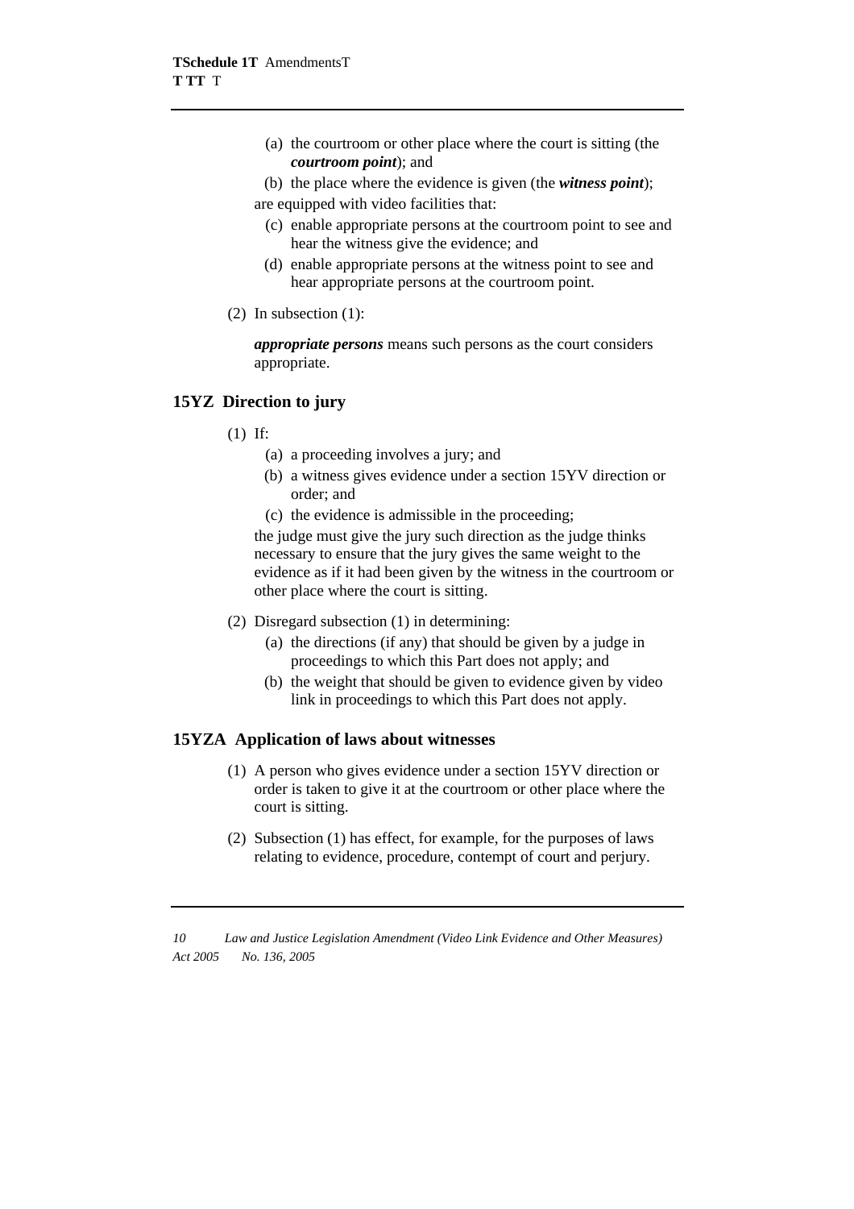(a) the courtroom or other place where the court is sitting (the ***courtroom point***); and

(b) the place where the evidence is given (the ***witness point***);

are equipped with video facilities that:

(c) enable appropriate persons at the courtroom point to see and hear the witness give the evidence; and

(d) enable appropriate persons at the witness point to see and hear appropriate persons at the courtroom point.

(2) In subsection (1):

***appropriate persons*** means such persons as the court considers appropriate.

### 15YZ Direction to jury

(1) If:

(a) a proceeding involves a jury; and

(b) a witness gives evidence under a section 15YV direction or order; and

(c) the evidence is admissible in the proceeding;

the judge must give the jury such direction as the judge thinks necessary to ensure that the jury gives the same weight to the evidence as if it had been given by the witness in the courtroom or other place where the court is sitting.

(2) Disregard subsection (1) in determining:

(a) the directions (if any) that should be given by a judge in proceedings to which this Part does not apply; and

(b) the weight that should be given to evidence given by video link in proceedings to which this Part does not apply.

### 15YZA Application of laws about witnesses

(1) A person who gives evidence under a section 15YV direction or order is taken to give it at the courtroom or other place where the court is sitting.

(2) Subsection (1) has effect, for example, for the purposes of laws relating to evidence, procedure, contempt of court and perjury.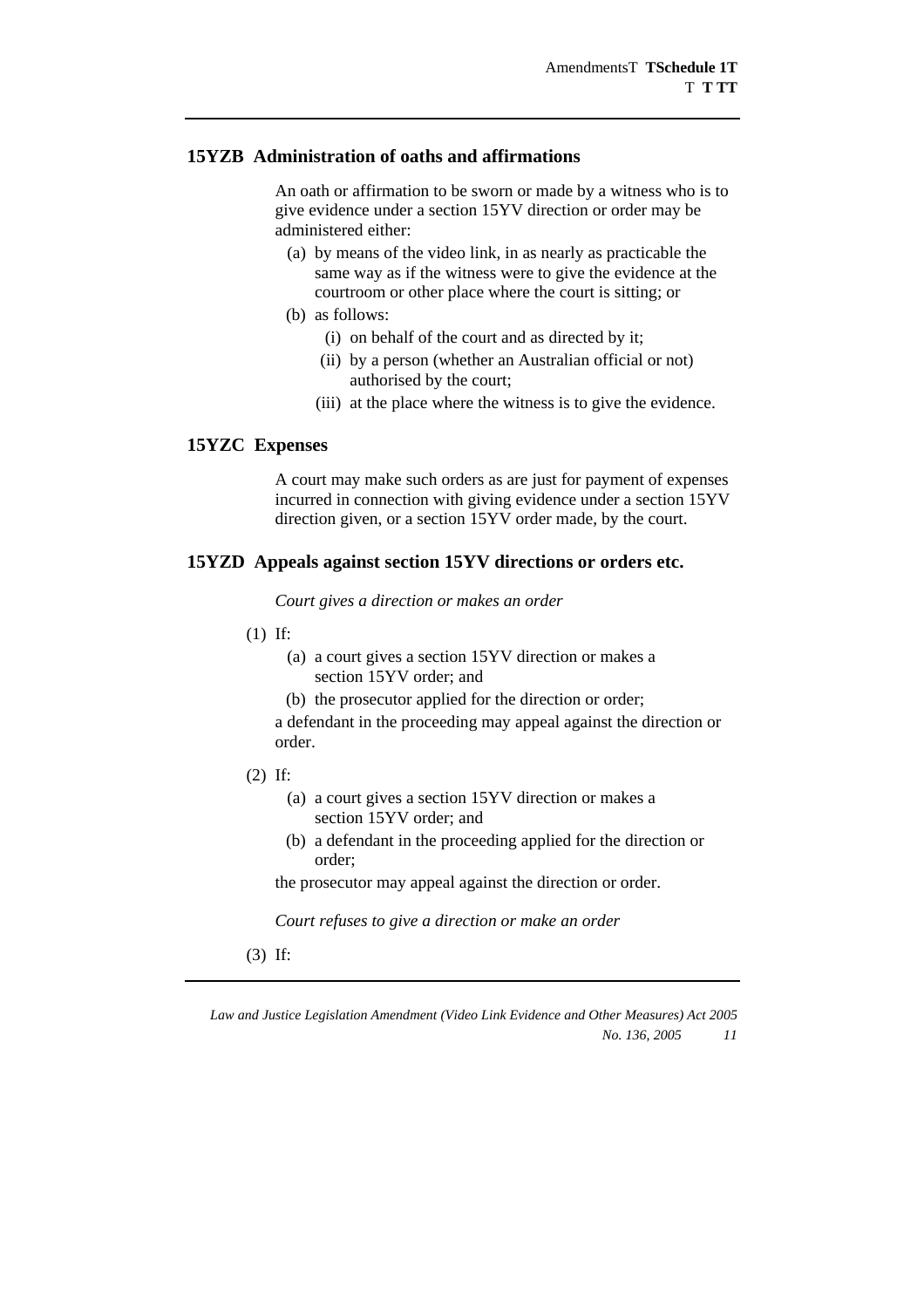### 15YZB Administration of oaths and affirmations

An oath or affirmation to be sworn or made by a witness who is to give evidence under a section 15YV direction or order may be administered either:

- (a) by means of the video link, in as nearly as practicable the same way as if the witness were to give the evidence at the courtroom or other place where the court is sitting; or
- (b) as follows:
  - (i) on behalf of the court and as directed by it;
  - (ii) by a person (whether an Australian official or not) authorised by the court;
  - (iii) at the place where the witness is to give the evidence.

### 15YZC Expenses

A court may make such orders as are just for payment of expenses incurred in connection with giving evidence under a section 15YV direction given, or a section 15YV order made, by the court.

### 15YZD Appeals against section 15YV directions or orders etc.

*Court gives a direction or makes an order*

(1) If:

- (a) a court gives a section 15YV direction or makes a section 15YV order; and
- (b) the prosecutor applied for the direction or order;

a defendant in the proceeding may appeal against the direction or order.

(2) If:

- (a) a court gives a section 15YV direction or makes a section 15YV order; and
- (b) a defendant in the proceeding applied for the direction or order;

the prosecutor may appeal against the direction or order.

*Court refuses to give a direction or make an order*

(3) If: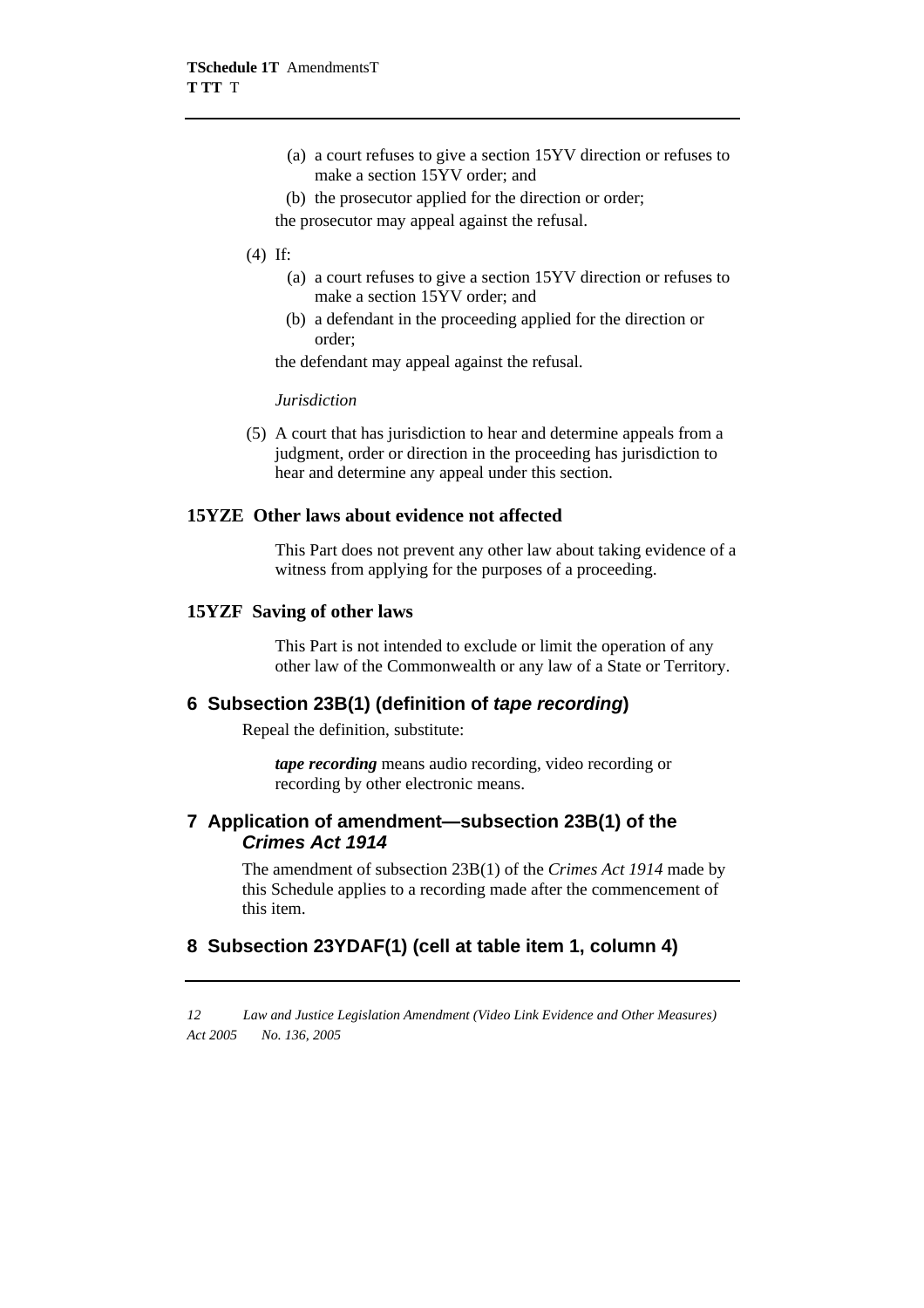(a) a court refuses to give a section 15YV direction or refuses to make a section 15YV order; and

(b) the prosecutor applied for the direction or order;

the prosecutor may appeal against the refusal.

(4) If:

(a) a court refuses to give a section 15YV direction or refuses to make a section 15YV order; and

(b) a defendant in the proceeding applied for the direction or order;

the defendant may appeal against the refusal.

*Jurisdiction*

(5) A court that has jurisdiction to hear and determine appeals from a judgment, order or direction in the proceeding has jurisdiction to hear and determine any appeal under this section.

### 15YZE Other laws about evidence not affected

This Part does not prevent any other law about taking evidence of a witness from applying for the purposes of a proceeding.

### 15YZF Saving of other laws

This Part is not intended to exclude or limit the operation of any other law of the Commonwealth or any law of a State or Territory.

## 6 Subsection 23B(1) (definition of *tape recording*)

Repeal the definition, substitute:

***tape recording*** means audio recording, video recording or recording by other electronic means.

## 7 Application of amendment—subsection 23B(1) of the *Crimes Act 1914*

The amendment of subsection 23B(1) of the *Crimes Act 1914* made by this Schedule applies to a recording made after the commencement of this item.

## 8 Subsection 23YDAF(1) (cell at table item 1, column 4)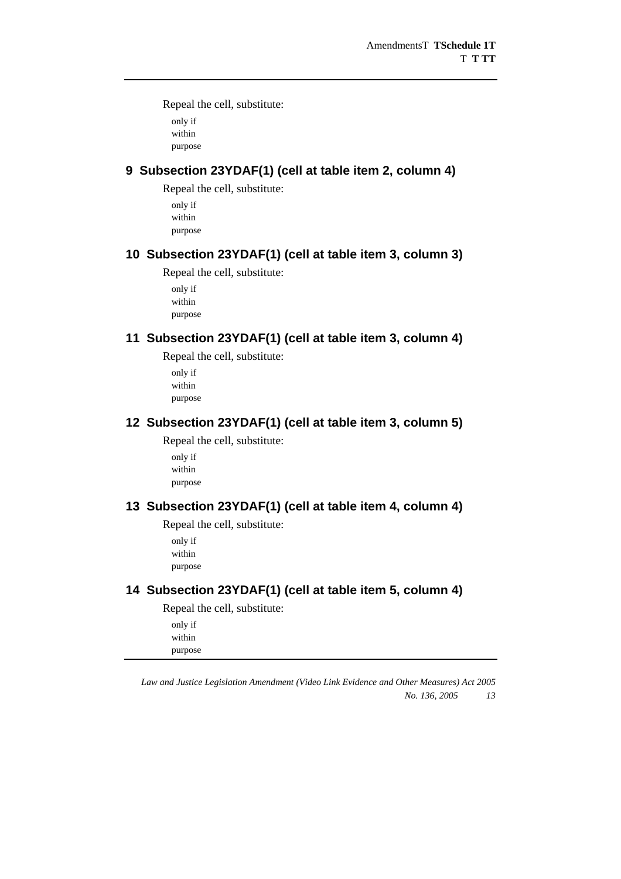Repeal the cell, substitute:

only if
within
purpose

## 9 Subsection 23YDAF(1) (cell at table item 2, column 4)

Repeal the cell, substitute:

only if
within
purpose

## 10 Subsection 23YDAF(1) (cell at table item 3, column 3)

Repeal the cell, substitute:

only if
within
purpose

## 11 Subsection 23YDAF(1) (cell at table item 3, column 4)

Repeal the cell, substitute:

only if
within
purpose

## 12 Subsection 23YDAF(1) (cell at table item 3, column 5)

Repeal the cell, substitute:

only if
within
purpose

## 13 Subsection 23YDAF(1) (cell at table item 4, column 4)

Repeal the cell, substitute:

only if
within
purpose

## 14 Subsection 23YDAF(1) (cell at table item 5, column 4)

Repeal the cell, substitute:

only if
within
purpose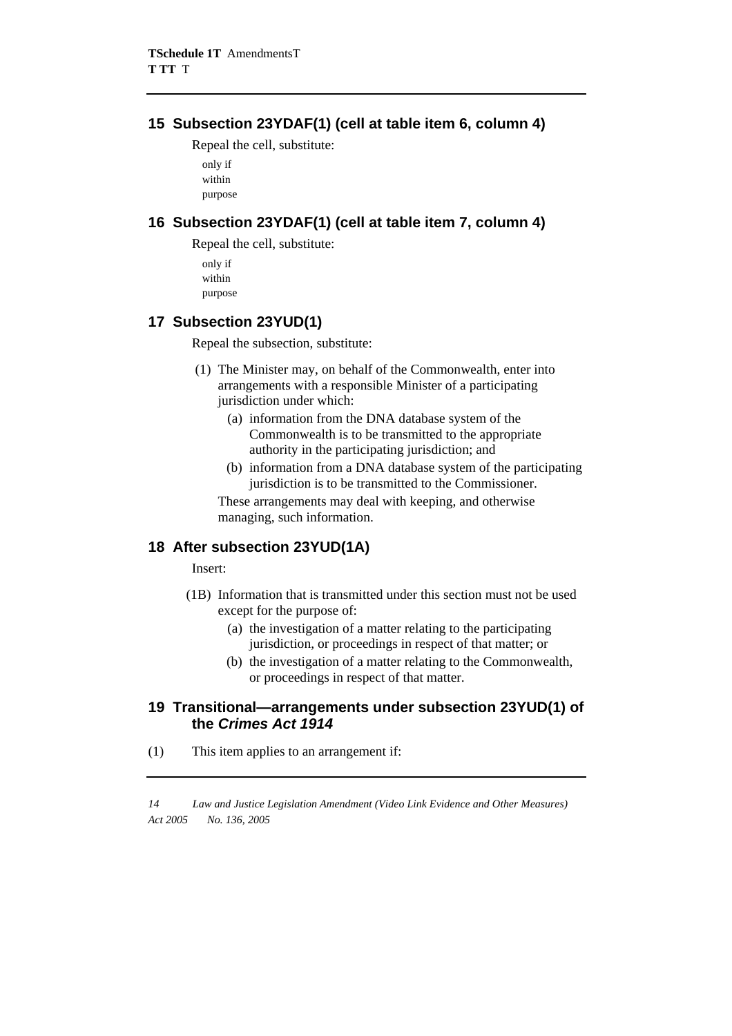## 15 Subsection 23YDAF(1) (cell at table item 6, column 4)

Repeal the cell, substitute:

only if
within
purpose

## 16 Subsection 23YDAF(1) (cell at table item 7, column 4)

Repeal the cell, substitute:

only if
within
purpose

## 17 Subsection 23YUD(1)

Repeal the subsection, substitute:

(1) The Minister may, on behalf of the Commonwealth, enter into arrangements with a responsible Minister of a participating jurisdiction under which:

(a) information from the DNA database system of the Commonwealth is to be transmitted to the appropriate authority in the participating jurisdiction; and

(b) information from a DNA database system of the participating jurisdiction is to be transmitted to the Commissioner.

These arrangements may deal with keeping, and otherwise managing, such information.

## 18 After subsection 23YUD(1A)

Insert:

(1B) Information that is transmitted under this section must not be used except for the purpose of:

(a) the investigation of a matter relating to the participating jurisdiction, or proceedings in respect of that matter; or

(b) the investigation of a matter relating to the Commonwealth, or proceedings in respect of that matter.

## 19 Transitional—arrangements under subsection 23YUD(1) of the *Crimes Act 1914*

(1) This item applies to an arrangement if: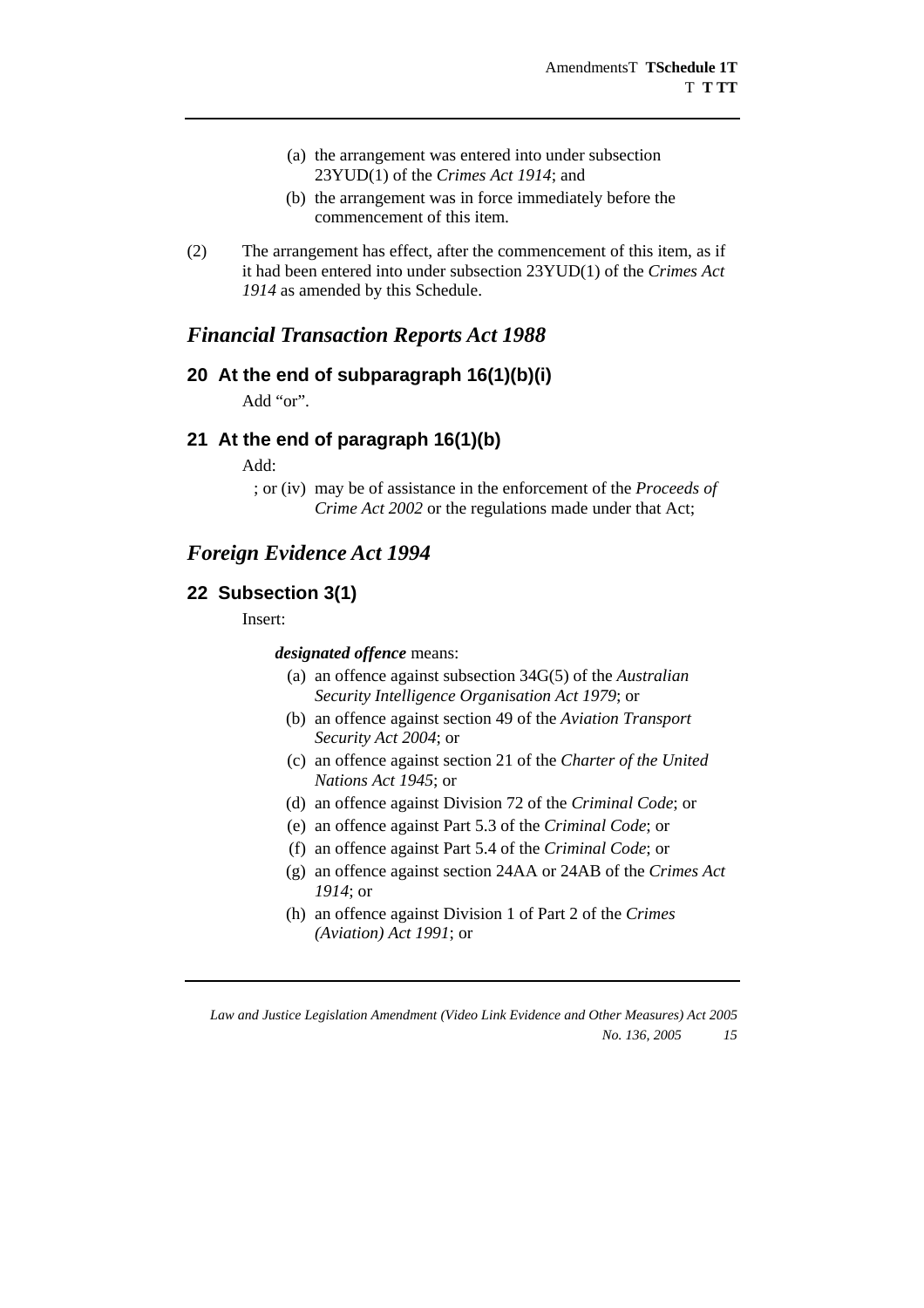(a) the arrangement was entered into under subsection 23YUD(1) of the *Crimes Act 1914*; and

(b) the arrangement was in force immediately before the commencement of this item.

(2) The arrangement has effect, after the commencement of this item, as if it had been entered into under subsection 23YUD(1) of the *Crimes Act 1914* as amended by this Schedule.

## *Financial Transaction Reports Act 1988*

### 20 At the end of subparagraph 16(1)(b)(i)

Add "or".

### 21 At the end of paragraph 16(1)(b)

Add:

; or (iv) may be of assistance in the enforcement of the *Proceeds of Crime Act 2002* or the regulations made under that Act;

## *Foreign Evidence Act 1994*

### 22 Subsection 3(1)

Insert:

***designated offence*** means:

(a) an offence against subsection 34G(5) of the *Australian Security Intelligence Organisation Act 1979*; or

(b) an offence against section 49 of the *Aviation Transport Security Act 2004*; or

(c) an offence against section 21 of the *Charter of the United Nations Act 1945*; or

(d) an offence against Division 72 of the *Criminal Code*; or

(e) an offence against Part 5.3 of the *Criminal Code*; or

(f) an offence against Part 5.4 of the *Criminal Code*; or

(g) an offence against section 24AA or 24AB of the *Crimes Act 1914*; or

(h) an offence against Division 1 of Part 2 of the *Crimes (Aviation) Act 1991*; or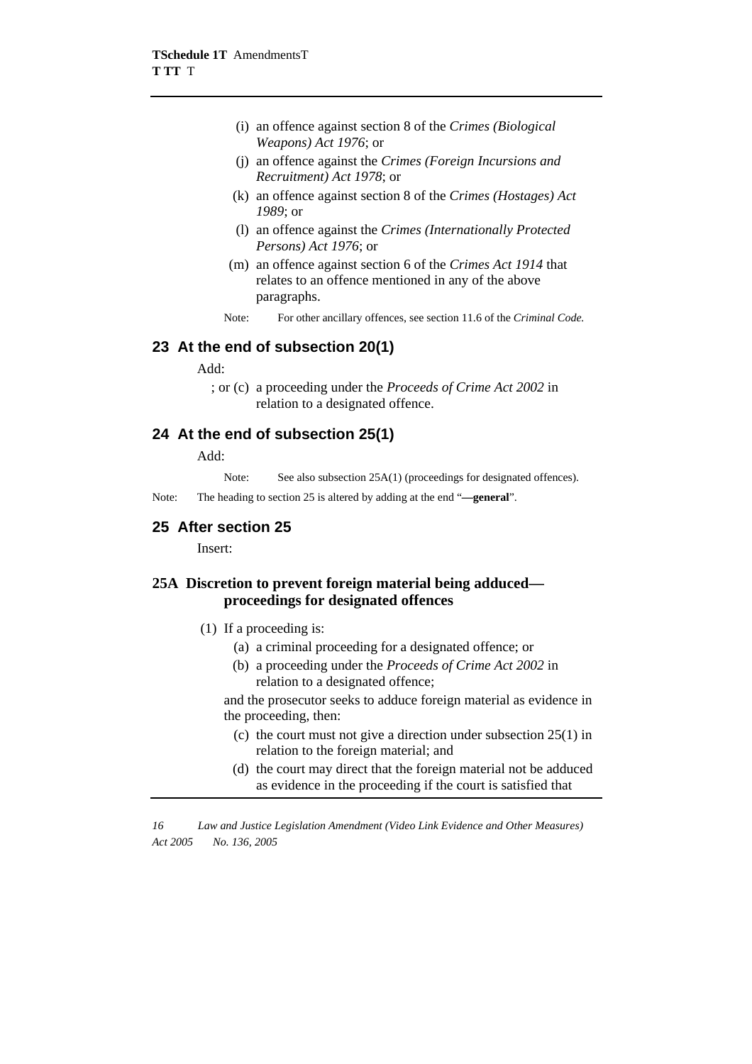(i) an offence against section 8 of the *Crimes (Biological Weapons) Act 1976*; or

(j) an offence against the *Crimes (Foreign Incursions and Recruitment) Act 1978*; or

(k) an offence against section 8 of the *Crimes (Hostages) Act 1989*; or

(l) an offence against the *Crimes (Internationally Protected Persons) Act 1976*; or

(m) an offence against section 6 of the *Crimes Act 1914* that relates to an offence mentioned in any of the above paragraphs.

Note: For other ancillary offences, see section 11.6 of the *Criminal Code.*

## 23 At the end of subsection 20(1)

Add:

; or (c) a proceeding under the *Proceeds of Crime Act 2002* in relation to a designated offence.

## 24 At the end of subsection 25(1)

Add:

Note: See also subsection 25A(1) (proceedings for designated offences).

Note: The heading to section 25 is altered by adding at the end "**—general**".

## 25 After section 25

Insert:

### 25A Discretion to prevent foreign material being adduced—proceedings for designated offences

(1) If a proceeding is:

(a) a criminal proceeding for a designated offence; or

(b) a proceeding under the *Proceeds of Crime Act 2002* in relation to a designated offence;

and the prosecutor seeks to adduce foreign material as evidence in the proceeding, then:

(c) the court must not give a direction under subsection 25(1) in relation to the foreign material; and

(d) the court may direct that the foreign material not be adduced as evidence in the proceeding if the court is satisfied that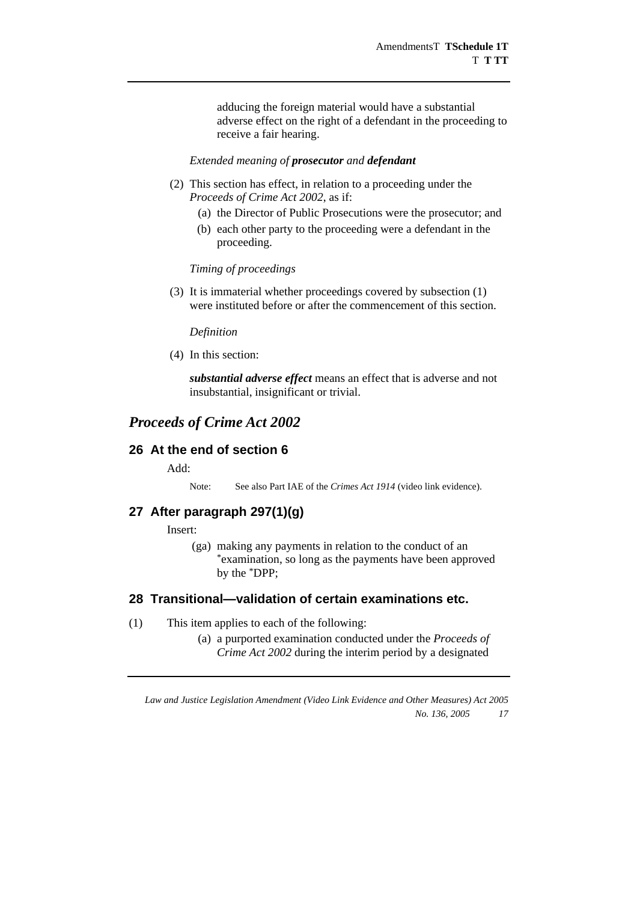adducing the foreign material would have a substantial adverse effect on the right of a defendant in the proceeding to receive a fair hearing.

*Extended meaning of **prosecutor** and **defendant***

(2) This section has effect, in relation to a proceeding under the *Proceeds of Crime Act 2002*, as if:

(a) the Director of Public Prosecutions were the prosecutor; and

(b) each other party to the proceeding were a defendant in the proceeding.

*Timing of proceedings*

(3) It is immaterial whether proceedings covered by subsection (1) were instituted before or after the commencement of this section.

*Definition*

(4) In this section:

***substantial adverse effect*** means an effect that is adverse and not insubstantial, insignificant or trivial.

## *Proceeds of Crime Act 2002*

### 26 At the end of section 6

Add:

Note: See also Part IAE of the *Crimes Act 1914* (video link evidence).

### 27 After paragraph 297(1)(g)

Insert:

(ga) making any payments in relation to the conduct of an *examination, so long as the payments have been approved by the *DPP;

### 28 Transitional—validation of certain examinations etc.

(1) This item applies to each of the following:

(a) a purported examination conducted under the *Proceeds of Crime Act 2002* during the interim period by a designated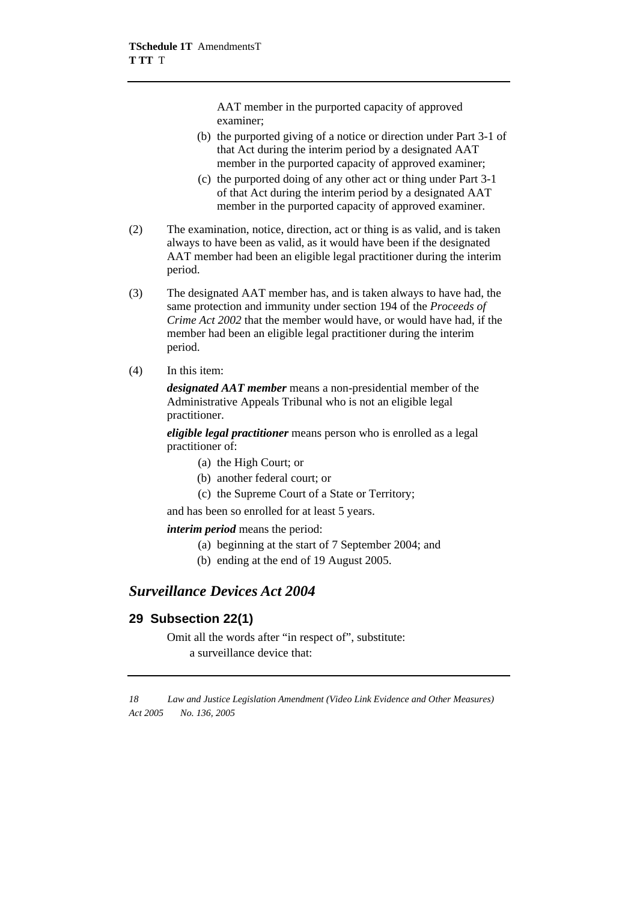AAT member in the purported capacity of approved examiner;

(b) the purported giving of a notice or direction under Part 3-1 of that Act during the interim period by a designated AAT member in the purported capacity of approved examiner;

(c) the purported doing of any other act or thing under Part 3-1 of that Act during the interim period by a designated AAT member in the purported capacity of approved examiner.

(2) The examination, notice, direction, act or thing is as valid, and is taken always to have been as valid, as it would have been if the designated AAT member had been an eligible legal practitioner during the interim period.

(3) The designated AAT member has, and is taken always to have had, the same protection and immunity under section 194 of the *Proceeds of Crime Act 2002* that the member would have, or would have had, if the member had been an eligible legal practitioner during the interim period.

(4) In this item:

***designated AAT member*** means a non-presidential member of the Administrative Appeals Tribunal who is not an eligible legal practitioner.

***eligible legal practitioner*** means person who is enrolled as a legal practitioner of:

(a) the High Court; or

(b) another federal court; or

(c) the Supreme Court of a State or Territory;

and has been so enrolled for at least 5 years.

***interim period*** means the period:

(a) beginning at the start of 7 September 2004; and

(b) ending at the end of 19 August 2005.

## *Surveillance Devices Act 2004*

### 29 Subsection 22(1)

Omit all the words after "in respect of", substitute:

a surveillance device that: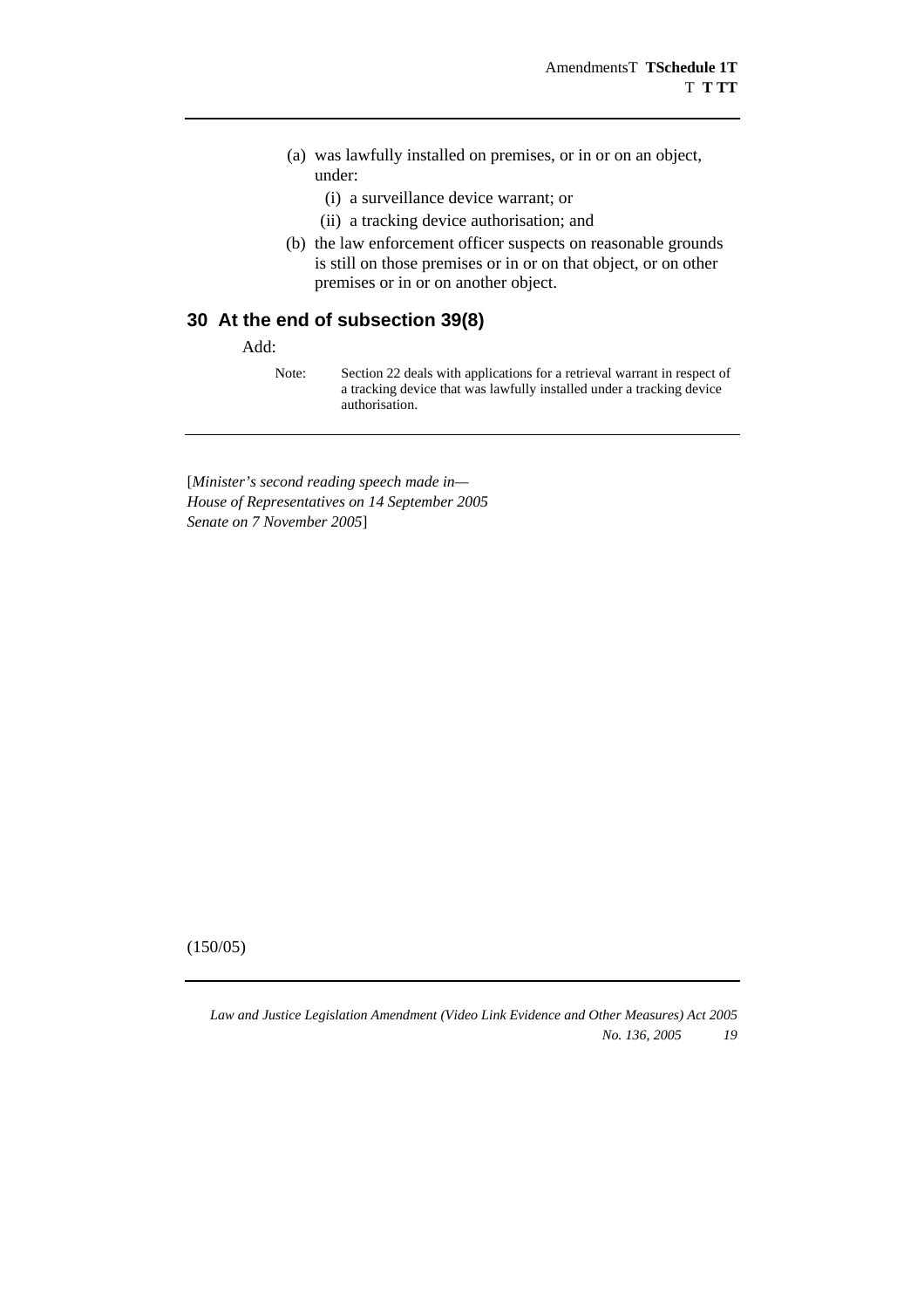(a) was lawfully installed on premises, or in or on an object, under:

    (i) a surveillance device warrant; or

    (ii) a tracking device authorisation; and

(b) the law enforcement officer suspects on reasonable grounds is still on those premises or in or on that object, or on other premises or in or on another object.

### 30 At the end of subsection 39(8)

Add:

Note: Section 22 deals with applications for a retrieval warrant in respect of a tracking device that was lawfully installed under a tracking device authorisation.

[*Minister's second reading speech made in—*
*House of Representatives on 14 September 2005*
*Senate on 7 November 2005*]

(150/05)